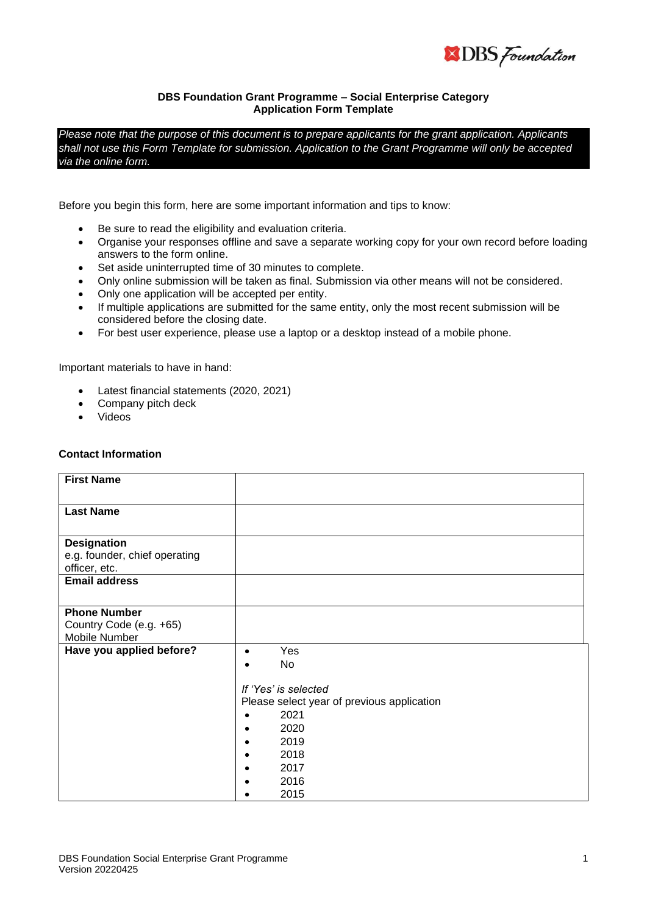**DBS Foundation Grant Programme – Social Enterprise Category**
**Application Form Template**

*Please note that the purpose of this document is to prepare applicants for the grant application. Applicants shall not use this Form Template for submission. Application to the Grant Programme will only be accepted via the online form.*

Before you begin this form, here are some important information and tips to know:

- Be sure to read the eligibility and evaluation criteria.
- Organise your responses offline and save a separate working copy for your own record before loading answers to the form online.
- Set aside uninterrupted time of 30 minutes to complete.
- Only online submission will be taken as final. Submission via other means will not be considered.
- Only one application will be accepted per entity.
- If multiple applications are submitted for the same entity, only the most recent submission will be considered before the closing date.
- For best user experience, please use a laptop or a desktop instead of a mobile phone.

Important materials to have in hand:

- Latest financial statements (2020, 2021)
- Company pitch deck
- Videos

**Contact Information**

| | |
|---|---|
| **First Name** | |
| **Last Name** | |
| **Designation**<br>e.g. founder, chief operating officer, etc. | |
| **Email address** | |
| **Phone Number**<br>Country Code (e.g. +65)<br>Mobile Number | |
| **Have you applied before?** | • Yes<br>• No<br><br>*If 'Yes' is selected*<br>Please select year of previous application<br>• 2021<br>• 2020<br>• 2019<br>• 2018<br>• 2017<br>• 2016<br>• 2015 |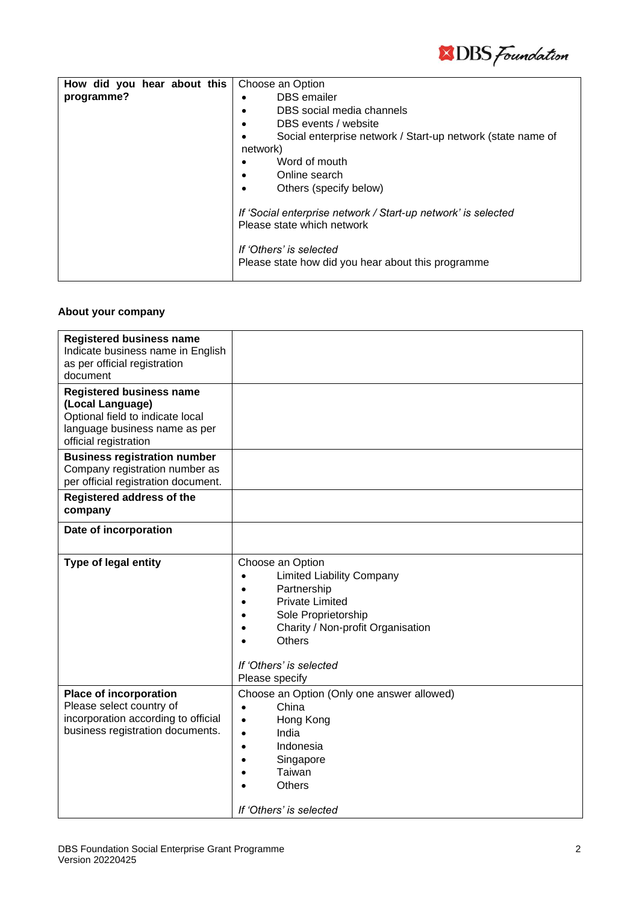| How did you hear about this programme? | Choose an Option<br>• DBS emailer<br>• DBS social media channels<br>• DBS events / website<br>• Social enterprise network / Start-up network (state name of network)<br>• Word of mouth<br>• Online search<br>• Others (specify below)<br><br>*If 'Social enterprise network / Start-up network' is selected*<br>Please state which network<br><br>*If 'Others' is selected*<br>Please state how did you hear about this programme |
|---|---|

**About your company**

| **Registered business name**<br>Indicate business name in English as per official registration document | |
|---|---|
| **Registered business name (Local Language)**<br>Optional field to indicate local language business name as per official registration | |
| **Business registration number**<br>Company registration number as per official registration document. | |
| **Registered address of the company** | |
| **Date of incorporation** | |
| **Type of legal entity** | Choose an Option<br>• Limited Liability Company<br>• Partnership<br>• Private Limited<br>• Sole Proprietorship<br>• Charity / Non-profit Organisation<br>• Others<br><br>*If 'Others' is selected*<br>Please specify |
| **Place of incorporation**<br>Please select country of incorporation according to official business registration documents. | Choose an Option (Only one answer allowed)<br>• China<br>• Hong Kong<br>• India<br>• Indonesia<br>• Singapore<br>• Taiwan<br>• Others<br><br>*If 'Others' is selected* |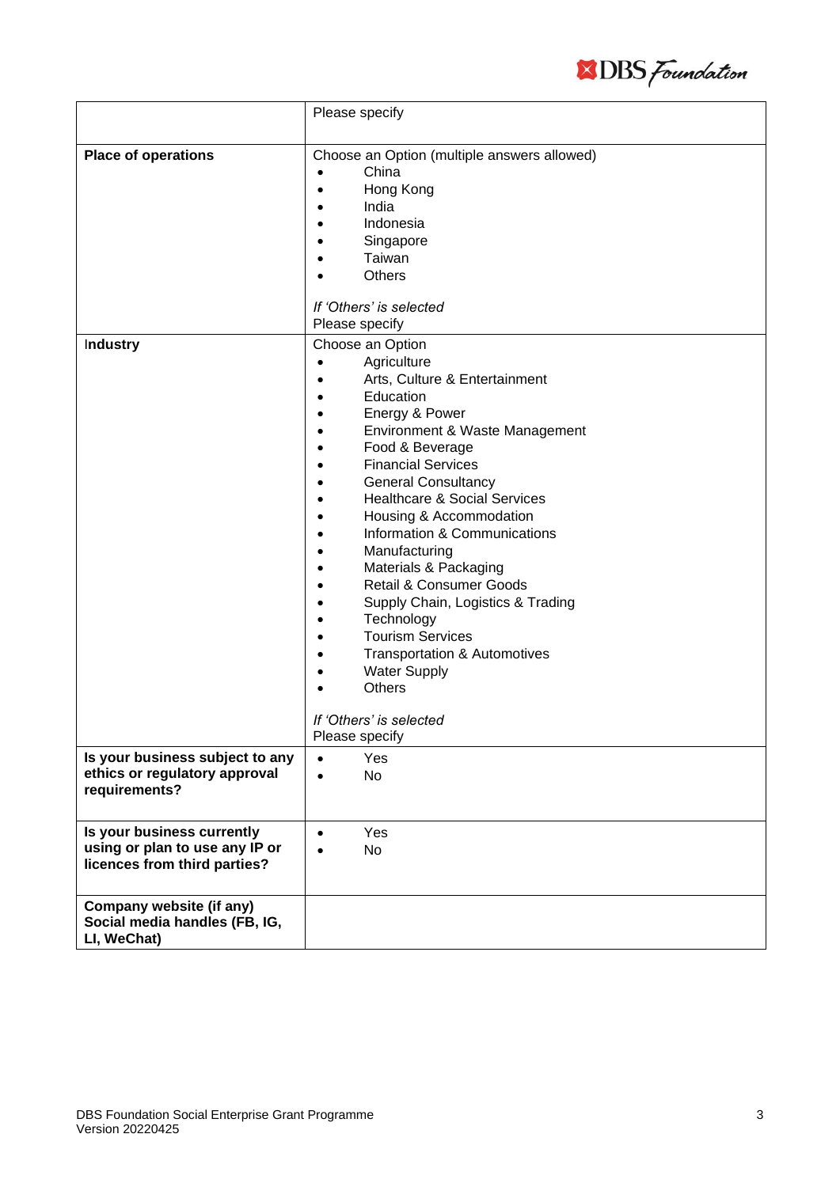| | |
|---|---|
| | Please specify |
| **Place of operations** | Choose an Option (multiple answers allowed)<br>• China<br>• Hong Kong<br>• India<br>• Indonesia<br>• Singapore<br>• Taiwan<br>• Others<br><br>*If 'Others' is selected*<br>Please specify |
| Industry | Choose an Option<br>• Agriculture<br>• Arts, Culture & Entertainment<br>• Education<br>• Energy & Power<br>• Environment & Waste Management<br>• Food & Beverage<br>• Financial Services<br>• General Consultancy<br>• Healthcare & Social Services<br>• Housing & Accommodation<br>• Information & Communications<br>• Manufacturing<br>• Materials & Packaging<br>• Retail & Consumer Goods<br>• Supply Chain, Logistics & Trading<br>• Technology<br>• Tourism Services<br>• Transportation & Automotives<br>• Water Supply<br>• Others<br><br>*If 'Others' is selected*<br>Please specify |
| **Is your business subject to any ethics or regulatory approval requirements?** | • Yes<br>• No |
| **Is your business currently using or plan to use any IP or licences from third parties?** | • Yes<br>• No |
| **Company website (if any)<br>Social media handles (FB, IG, LI, WeChat)** | |

DBS Foundation Social Enterprise Grant Programme
Version 20220425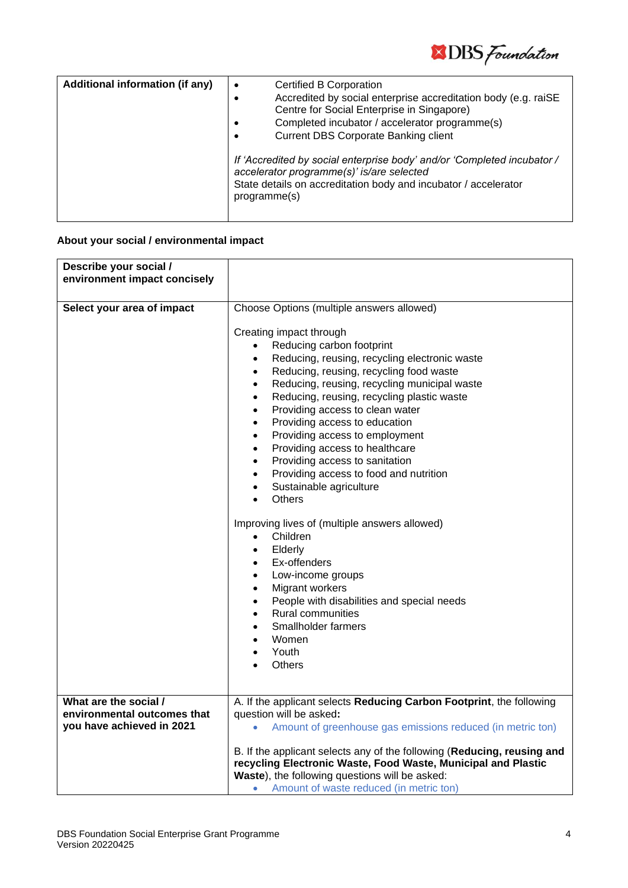| Additional information (if any) | • Certified B Corporation<br>• Accredited by social enterprise accreditation body (e.g. raiSE Centre for Social Enterprise in Singapore)<br>• Completed incubator / accelerator programme(s)<br>• Current DBS Corporate Banking client<br><br>*If 'Accredited by social enterprise body' and/or 'Completed incubator / accelerator programme(s)' is/are selected*<br>State details on accreditation body and incubator / accelerator programme(s) |
|---|---|

**About your social / environmental impact**

| **Describe your social / environment impact concisely** | |
|---|---|
| **Select your area of impact** | Choose Options (multiple answers allowed)<br><br>Creating impact through<br>• Reducing carbon footprint<br>• Reducing, reusing, recycling electronic waste<br>• Reducing, reusing, recycling food waste<br>• Reducing, reusing, recycling municipal waste<br>• Reducing, reusing, recycling plastic waste<br>• Providing access to clean water<br>• Providing access to education<br>• Providing access to employment<br>• Providing access to healthcare<br>• Providing access to sanitation<br>• Providing access to food and nutrition<br>• Sustainable agriculture<br>• Others<br><br>Improving lives of (multiple answers allowed)<br>• Children<br>• Elderly<br>• Ex-offenders<br>• Low-income groups<br>• Migrant workers<br>• People with disabilities and special needs<br>• Rural communities<br>• Smallholder farmers<br>• Women<br>• Youth<br>• Others |
| **What are the social / environmental outcomes that you have achieved in 2021** | A. If the applicant selects **Reducing Carbon Footprint**, the following question will be asked**:**<br>• Amount of greenhouse gas emissions reduced (in metric ton)<br><br>B. If the applicant selects any of the following (**Reducing, reusing and recycling Electronic Waste, Food Waste, Municipal and Plastic Waste**), the following questions will be asked:<br>• Amount of waste reduced (in metric ton) |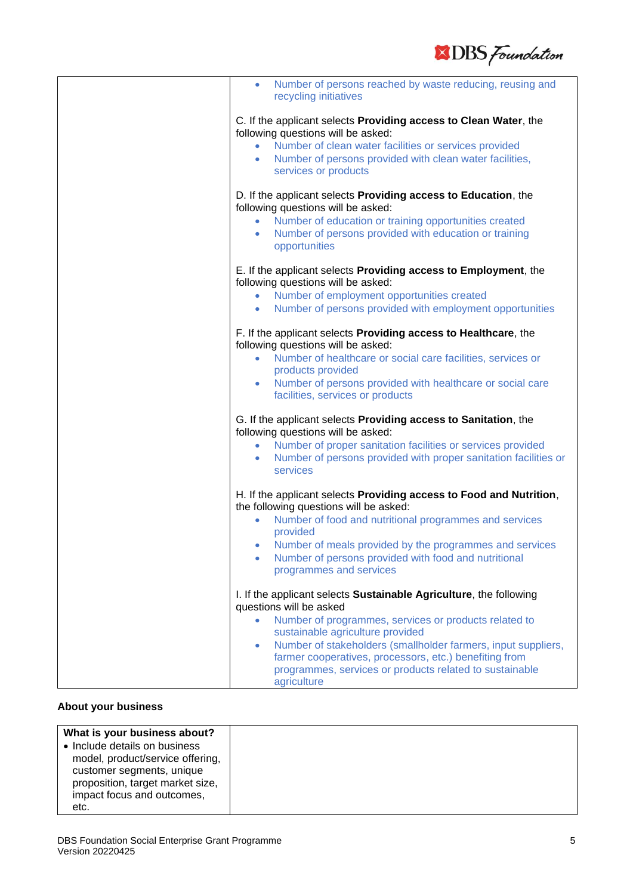| | • Number of persons reached by waste reducing, reusing and recycling initiatives<br><br>C. If the applicant selects **Providing access to Clean Water**, the following questions will be asked:<br>• Number of clean water facilities or services provided<br>• Number of persons provided with clean water facilities, services or products<br><br>D. If the applicant selects **Providing access to Education**, the following questions will be asked:<br>• Number of education or training opportunities created<br>• Number of persons provided with education or training opportunities<br><br>E. If the applicant selects **Providing access to Employment**, the following questions will be asked:<br>• Number of employment opportunities created<br>• Number of persons provided with employment opportunities<br><br>F. If the applicant selects **Providing access to Healthcare**, the following questions will be asked:<br>• Number of healthcare or social care facilities, services or products provided<br>• Number of persons provided with healthcare or social care facilities, services or products<br><br>G. If the applicant selects **Providing access to Sanitation**, the following questions will be asked:<br>• Number of proper sanitation facilities or services provided<br>• Number of persons provided with proper sanitation facilities or services<br><br>H. If the applicant selects **Providing access to Food and Nutrition**, the following questions will be asked:<br>• Number of food and nutritional programmes and services provided<br>• Number of meals provided by the programmes and services<br>• Number of persons provided with food and nutritional programmes and services<br><br>I. If the applicant selects **Sustainable Agriculture**, the following questions will be asked<br>• Number of programmes, services or products related to sustainable agriculture provided<br>• Number of stakeholders (smallholder farmers, input suppliers, farmer cooperatives, processors, etc.) benefiting from programmes, services or products related to sustainable agriculture |
|---|---|

**About your business**

| **What is your business about?**<br>• Include details on business model, product/service offering, customer segments, unique proposition, target market size, impact focus and outcomes, etc. | |
|---|---|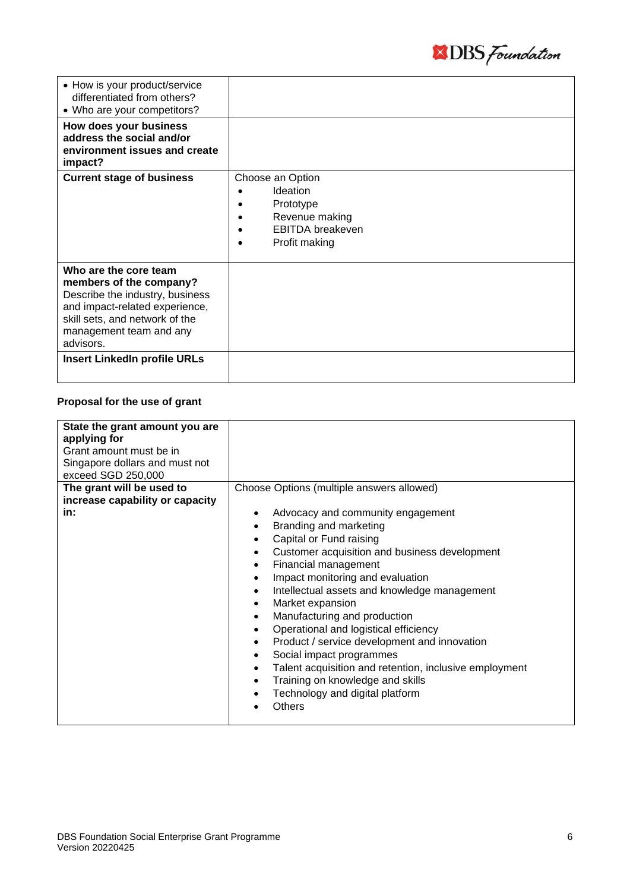| | |
|---|---|
| • How is your product/service differentiated from others?<br>• Who are your competitors? | |
| **How does your business address the social and/or environment issues and create impact?** | |
| **Current stage of business** | Choose an Option<br>• Ideation<br>• Prototype<br>• Revenue making<br>• EBITDA breakeven<br>• Profit making |
| **Who are the core team members of the company?** Describe the industry, business and impact-related experience, skill sets, and network of the management team and any advisors. | |
| **Insert LinkedIn profile URLs** | |

**Proposal for the use of grant**

| | |
|---|---|
| **State the grant amount you are applying for**<br>Grant amount must be in Singapore dollars and must not exceed SGD 250,000 | |
| **The grant will be used to increase capability or capacity in:** | Choose Options (multiple answers allowed)<br>• Advocacy and community engagement<br>• Branding and marketing<br>• Capital or Fund raising<br>• Customer acquisition and business development<br>• Financial management<br>• Impact monitoring and evaluation<br>• Intellectual assets and knowledge management<br>• Market expansion<br>• Manufacturing and production<br>• Operational and logistical efficiency<br>• Product / service development and innovation<br>• Social impact programmes<br>• Talent acquisition and retention, inclusive employment<br>• Training on knowledge and skills<br>• Technology and digital platform<br>• Others |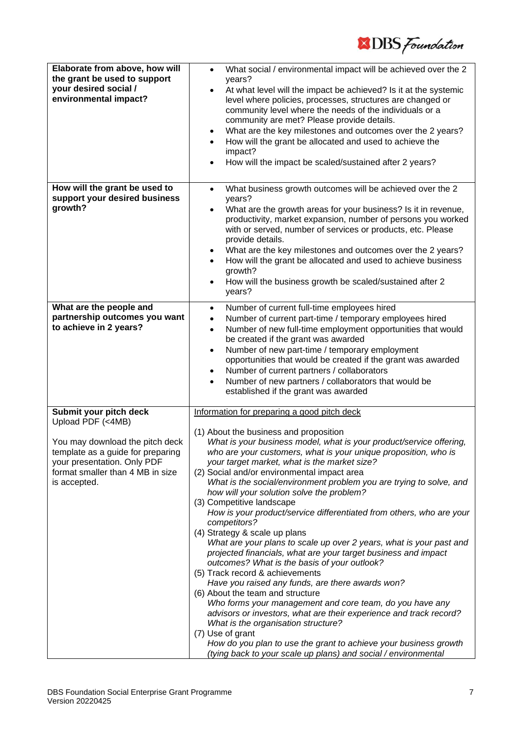| Elaborate from above, how will the grant be used to support your desired social / environmental impact? | • What social / environmental impact will be achieved over the 2 years?<br>• At what level will the impact be achieved? Is it at the systemic level where policies, processes, structures are changed or community level where the needs of the individuals or a community are met? Please provide details.<br>• What are the key milestones and outcomes over the 2 years?<br>• How will the grant be allocated and used to achieve the impact?<br>• How will the impact be scaled/sustained after 2 years? |
|---|---|
| **How will the grant be used to support your desired business growth?** | • What business growth outcomes will be achieved over the 2 years?<br>• What are the growth areas for your business? Is it in revenue, productivity, market expansion, number of persons you worked with or served, number of services or products, etc. Please provide details.<br>• What are the key milestones and outcomes over the 2 years?<br>• How will the grant be allocated and used to achieve business growth?<br>• How will the business growth be scaled/sustained after 2 years? |
| **What are the people and partnership outcomes you want to achieve in 2 years?** | • Number of current full-time employees hired<br>• Number of current part-time / temporary employees hired<br>• Number of new full-time employment opportunities that would be created if the grant was awarded<br>• Number of new part-time / temporary employment opportunities that would be created if the grant was awarded<br>• Number of current partners / collaborators<br>• Number of new partners / collaborators that would be established if the grant was awarded |
| **Submit your pitch deck**<br>Upload PDF (<4MB)<br><br>You may download the pitch deck template as a guide for preparing your presentation. Only PDF format smaller than 4 MB in size is accepted. | Information for preparing a good pitch deck<br><br>(1) About the business and proposition<br>*What is your business model, what is your product/service offering, who are your customers, what is your unique proposition, who is your target market, what is the market size?*<br>(2) Social and/or environmental impact area<br>*What is the social/environment problem you are trying to solve, and how will your solution solve the problem?*<br>(3) Competitive landscape<br>*How is your product/service differentiated from others, who are your competitors?*<br>(4) Strategy & scale up plans<br>*What are your plans to scale up over 2 years, what is your past and projected financials, what are your target business and impact outcomes? What is the basis of your outlook?*<br>(5) Track record & achievements<br>*Have you raised any funds, are there awards won?*<br>(6) About the team and structure<br>*Who forms your management and core team, do you have any advisors or investors, what are their experience and track record? What is the organisation structure?*<br>(7) Use of grant<br>*How do you plan to use the grant to achieve your business growth (tying back to your scale up plans) and social / environmental* |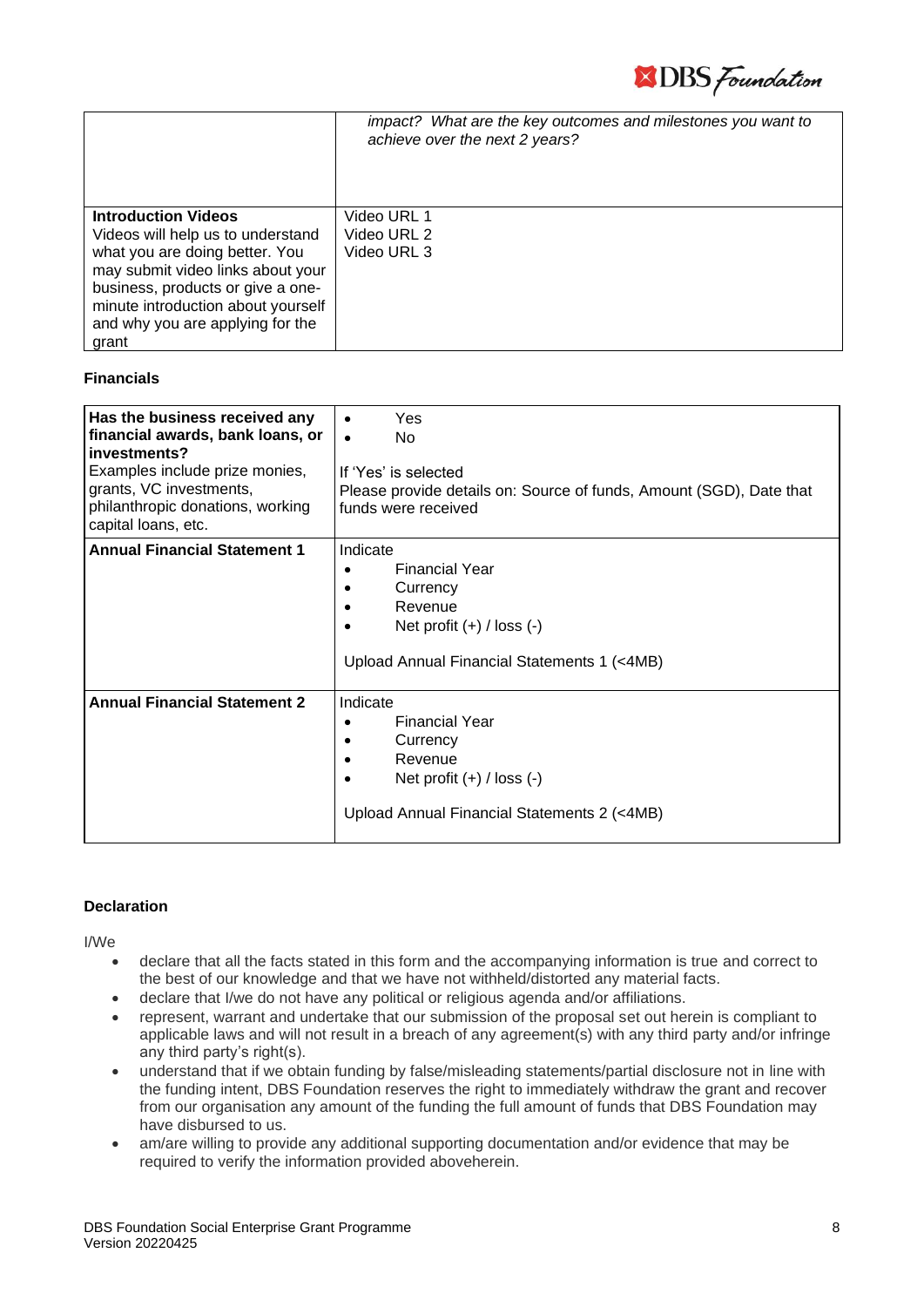| | *impact? What are the key outcomes and milestones you want to achieve over the next 2 years?* |
|---|---|
| **Introduction Videos**<br>Videos will help us to understand what you are doing better. You may submit video links about your business, products or give a one-minute introduction about yourself and why you are applying for the grant | Video URL 1<br>Video URL 2<br>Video URL 3 |

**Financials**

| **Has the business received any financial awards, bank loans, or investments?**<br>Examples include prize monies, grants, VC investments, philanthropic donations, working capital loans, etc. | • Yes<br>• No<br><br>If 'Yes' is selected<br>Please provide details on: Source of funds, Amount (SGD), Date that funds were received |
|---|---|
| **Annual Financial Statement 1** | Indicate<br>• Financial Year<br>• Currency<br>• Revenue<br>• Net profit (+) / loss (-)<br><br>Upload Annual Financial Statements 1 (<4MB) |
| **Annual Financial Statement 2** | Indicate<br>• Financial Year<br>• Currency<br>• Revenue<br>• Net profit (+) / loss (-)<br><br>Upload Annual Financial Statements 2 (<4MB) |

**Declaration**

I/We

- declare that all the facts stated in this form and the accompanying information is true and correct to the best of our knowledge and that we have not withheld/distorted any material facts.
- declare that I/we do not have any political or religious agenda and/or affiliations.
- represent, warrant and undertake that our submission of the proposal set out herein is compliant to applicable laws and will not result in a breach of any agreement(s) with any third party and/or infringe any third party's right(s).
- understand that if we obtain funding by false/misleading statements/partial disclosure not in line with the funding intent, DBS Foundation reserves the right to immediately withdraw the grant and recover from our organisation any amount of the funding the full amount of funds that DBS Foundation may have disbursed to us.
- am/are willing to provide any additional supporting documentation and/or evidence that may be required to verify the information provided aboveherein.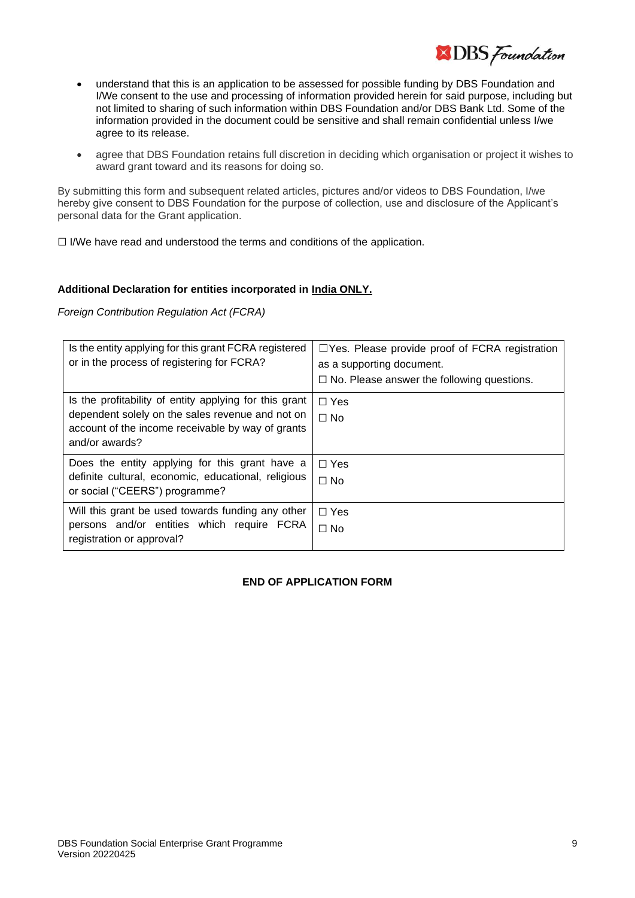- understand that this is an application to be assessed for possible funding by DBS Foundation and I/We consent to the use and processing of information provided herein for said purpose, including but not limited to sharing of such information within DBS Foundation and/or DBS Bank Ltd. Some of the information provided in the document could be sensitive and shall remain confidential unless I/we agree to its release.
- agree that DBS Foundation retains full discretion in deciding which organisation or project it wishes to award grant toward and its reasons for doing so.

By submitting this form and subsequent related articles, pictures and/or videos to DBS Foundation, I/we hereby give consent to DBS Foundation for the purpose of collection, use and disclosure of the Applicant's personal data for the Grant application.

☐ I/We have read and understood the terms and conditions of the application.

**Additional Declaration for entities incorporated in India ONLY.**

*Foreign Contribution Regulation Act (FCRA)*

| | |
|---|---|
| Is the entity applying for this grant FCRA registered or in the process of registering for FCRA? | ☐Yes. Please provide proof of FCRA registration as a supporting document.<br>☐ No. Please answer the following questions. |
| Is the profitability of entity applying for this grant dependent solely on the sales revenue and not on account of the income receivable by way of grants and/or awards? | ☐ Yes<br>☐ No |
| Does the entity applying for this grant have a definite cultural, economic, educational, religious or social ("CEERS") programme? | ☐ Yes<br>☐ No |
| Will this grant be used towards funding any other persons and/or entities which require FCRA registration or approval? | ☐ Yes<br>☐ No |

**END OF APPLICATION FORM**